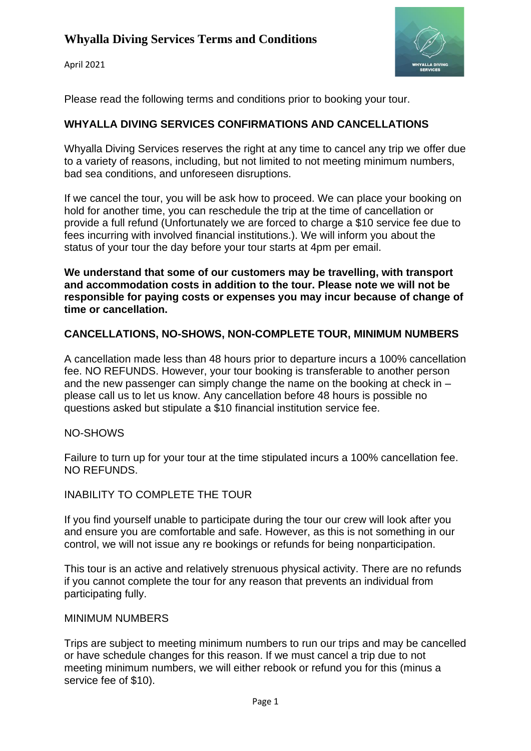# Whyalla Diving Services Terms and Conditions

April 2021

Please read the following terms and conditions prior to booking your tour.

## WHYALLA DIVING SERVICES CONFIRMATIONS AND CANCELLATIONS

Whyalla Diving Services reserves the right at any time to cancel any trip we offer due to a variety of reasons, including, but not limited to not meeting minimum numbers, bad sea conditions, and unforeseen disruptions.

If we cancel the tour, you will be ask how to proceed. We can place your booking on hold for another time, you can reschedule the trip at the time of cancellation or provide a full refund (Unfortunately we are forced to charge a $10 service fee due to fees incurring with involved financial institutions.). We will inform you about the status of your tour the day before your tour starts at 4pm per email.

**We understand that some of our customers may be travelling, with transport and accommodation costs in addition to the tour. Please note we will not be responsible for paying costs or expenses you may incur because of change of time or cancellation.**

## CANCELLATIONS, NO-SHOWS, NON-COMPLETE TOUR, MINIMUM NUMBERS

A cancellation made less than 48 hours prior to departure incurs a 100% cancellation fee. NO REFUNDS. However, your tour booking is transferable to another person and the new passenger can simply change the name on the booking at check in – please call us to let us know. Any cancellation before 48 hours is possible no questions asked but stipulate a $10 financial institution service fee.

### NO-SHOWS

Failure to turn up for your tour at the time stipulated incurs a 100% cancellation fee. NO REFUNDS.

### INABILITY TO COMPLETE THE TOUR

If you find yourself unable to participate during the tour our crew will look after you and ensure you are comfortable and safe. However, as this is not something in our control, we will not issue any re bookings or refunds for being nonparticipation.

This tour is an active and relatively strenuous physical activity. There are no refunds if you cannot complete the tour for any reason that prevents an individual from participating fully.

### MINIMUM NUMBERS

Trips are subject to meeting minimum numbers to run our trips and may be cancelled or have schedule changes for this reason. If we must cancel a trip due to not meeting minimum numbers, we will either rebook or refund you for this (minus a service fee of $10).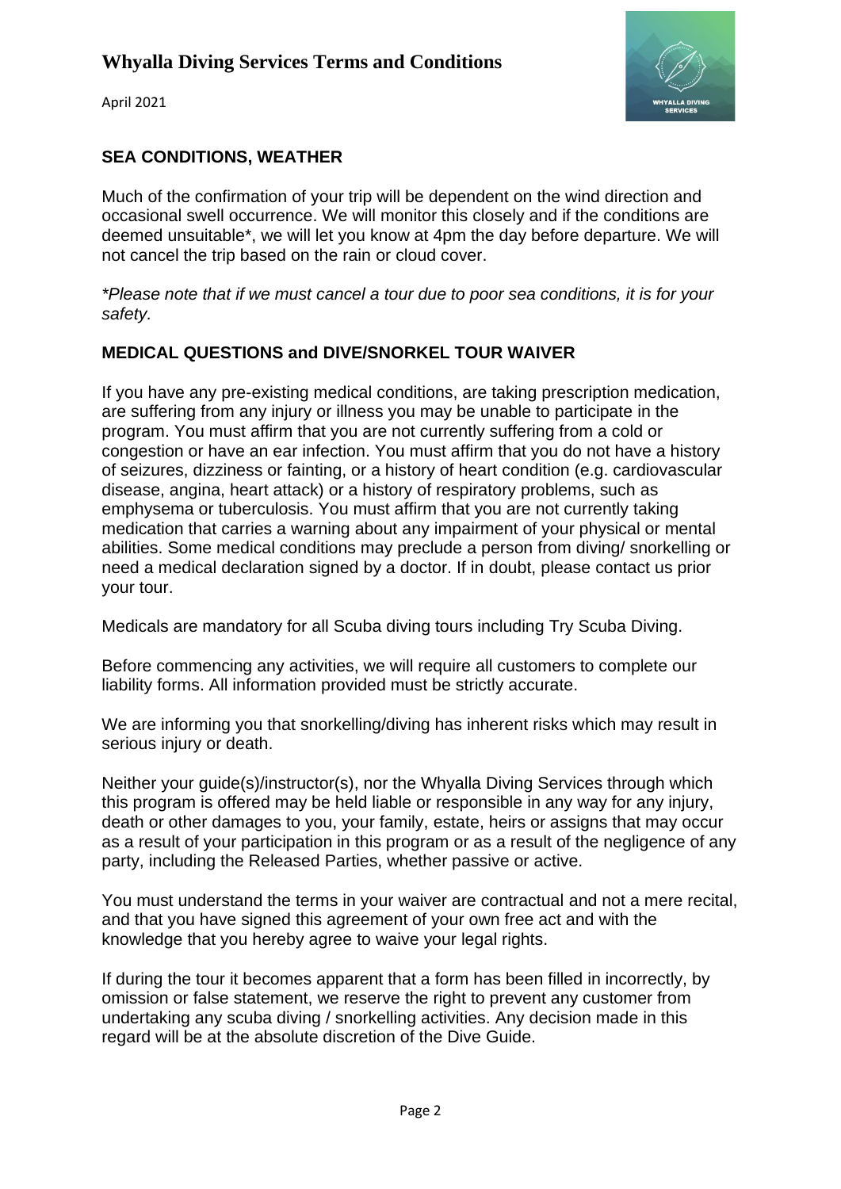## SEA CONDITIONS, WEATHER

Much of the confirmation of your trip will be dependent on the wind direction and occasional swell occurrence. We will monitor this closely and if the conditions are deemed unsuitable*, we will let you know at 4pm the day before departure. We will not cancel the trip based on the rain or cloud cover.

*\*Please note that if we must cancel a tour due to poor sea conditions, it is for your safety.*

## MEDICAL QUESTIONS and DIVE/SNORKEL TOUR WAIVER

If you have any pre-existing medical conditions, are taking prescription medication, are suffering from any injury or illness you may be unable to participate in the program. You must affirm that you are not currently suffering from a cold or congestion or have an ear infection. You must affirm that you do not have a history of seizures, dizziness or fainting, or a history of heart condition (e.g. cardiovascular disease, angina, heart attack) or a history of respiratory problems, such as emphysema or tuberculosis. You must affirm that you are not currently taking medication that carries a warning about any impairment of your physical or mental abilities. Some medical conditions may preclude a person from diving/ snorkelling or need a medical declaration signed by a doctor. If in doubt, please contact us prior your tour.

Medicals are mandatory for all Scuba diving tours including Try Scuba Diving.

Before commencing any activities, we will require all customers to complete our liability forms. All information provided must be strictly accurate.

We are informing you that snorkelling/diving has inherent risks which may result in serious injury or death.

Neither your guide(s)/instructor(s), nor the Whyalla Diving Services through which this program is offered may be held liable or responsible in any way for any injury, death or other damages to you, your family, estate, heirs or assigns that may occur as a result of your participation in this program or as a result of the negligence of any party, including the Released Parties, whether passive or active.

You must understand the terms in your waiver are contractual and not a mere recital, and that you have signed this agreement of your own free act and with the knowledge that you hereby agree to waive your legal rights.

If during the tour it becomes apparent that a form has been filled in incorrectly, by omission or false statement, we reserve the right to prevent any customer from undertaking any scuba diving / snorkelling activities. Any decision made in this regard will be at the absolute discretion of the Dive Guide.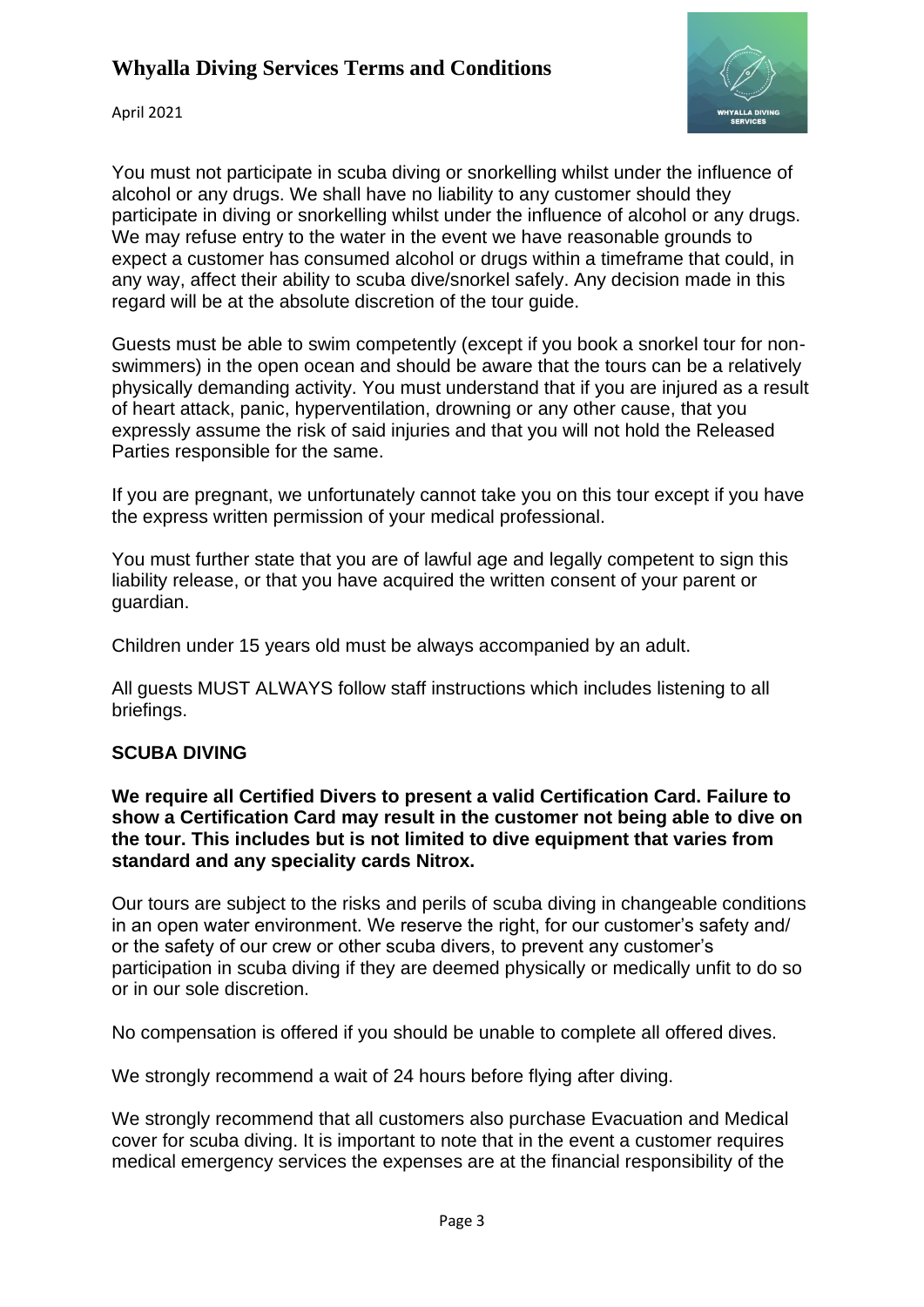You must not participate in scuba diving or snorkelling whilst under the influence of alcohol or any drugs. We shall have no liability to any customer should they participate in diving or snorkelling whilst under the influence of alcohol or any drugs. We may refuse entry to the water in the event we have reasonable grounds to expect a customer has consumed alcohol or drugs within a timeframe that could, in any way, affect their ability to scuba dive/snorkel safely. Any decision made in this regard will be at the absolute discretion of the tour guide.

Guests must be able to swim competently (except if you book a snorkel tour for non-swimmers) in the open ocean and should be aware that the tours can be a relatively physically demanding activity. You must understand that if you are injured as a result of heart attack, panic, hyperventilation, drowning or any other cause, that you expressly assume the risk of said injuries and that you will not hold the Released Parties responsible for the same.

If you are pregnant, we unfortunately cannot take you on this tour except if you have the express written permission of your medical professional.

You must further state that you are of lawful age and legally competent to sign this liability release, or that you have acquired the written consent of your parent or guardian.

Children under 15 years old must be always accompanied by an adult.

All guests MUST ALWAYS follow staff instructions which includes listening to all briefings.

**SCUBA DIVING**

**We require all Certified Divers to present a valid Certification Card. Failure to show a Certification Card may result in the customer not being able to dive on the tour. This includes but is not limited to dive equipment that varies from standard and any speciality cards Nitrox.**

Our tours are subject to the risks and perils of scuba diving in changeable conditions in an open water environment. We reserve the right, for our customer's safety and/ or the safety of our crew or other scuba divers, to prevent any customer's participation in scuba diving if they are deemed physically or medically unfit to do so or in our sole discretion.

No compensation is offered if you should be unable to complete all offered dives.

We strongly recommend a wait of 24 hours before flying after diving.

We strongly recommend that all customers also purchase Evacuation and Medical cover for scuba diving. It is important to note that in the event a customer requires medical emergency services the expenses are at the financial responsibility of the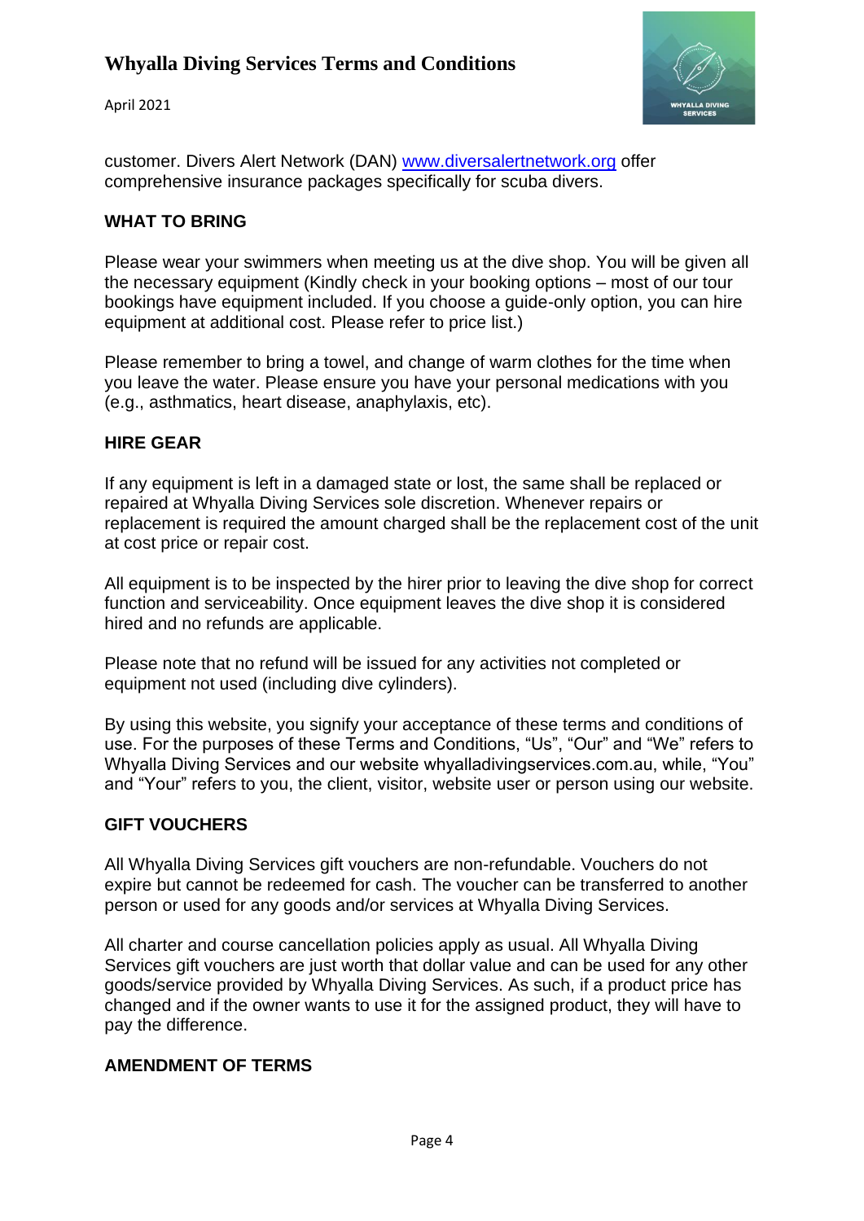customer. Divers Alert Network (DAN) www.diversalertnetwork.org offer comprehensive insurance packages specifically for scuba divers.

## WHAT TO BRING

Please wear your swimmers when meeting us at the dive shop. You will be given all the necessary equipment (Kindly check in your booking options – most of our tour bookings have equipment included. If you choose a guide-only option, you can hire equipment at additional cost. Please refer to price list.)

Please remember to bring a towel, and change of warm clothes for the time when you leave the water. Please ensure you have your personal medications with you (e.g., asthmatics, heart disease, anaphylaxis, etc).

## HIRE GEAR

If any equipment is left in a damaged state or lost, the same shall be replaced or repaired at Whyalla Diving Services sole discretion. Whenever repairs or replacement is required the amount charged shall be the replacement cost of the unit at cost price or repair cost.

All equipment is to be inspected by the hirer prior to leaving the dive shop for correct function and serviceability. Once equipment leaves the dive shop it is considered hired and no refunds are applicable.

Please note that no refund will be issued for any activities not completed or equipment not used (including dive cylinders).

By using this website, you signify your acceptance of these terms and conditions of use. For the purposes of these Terms and Conditions, "Us", "Our" and "We" refers to Whyalla Diving Services and our website whyalladivingservices.com.au, while, "You" and "Your" refers to you, the client, visitor, website user or person using our website.

## GIFT VOUCHERS

All Whyalla Diving Services gift vouchers are non-refundable. Vouchers do not expire but cannot be redeemed for cash. The voucher can be transferred to another person or used for any goods and/or services at Whyalla Diving Services.

All charter and course cancellation policies apply as usual. All Whyalla Diving Services gift vouchers are just worth that dollar value and can be used for any other goods/service provided by Whyalla Diving Services. As such, if a product price has changed and if the owner wants to use it for the assigned product, they will have to pay the difference.

## AMENDMENT OF TERMS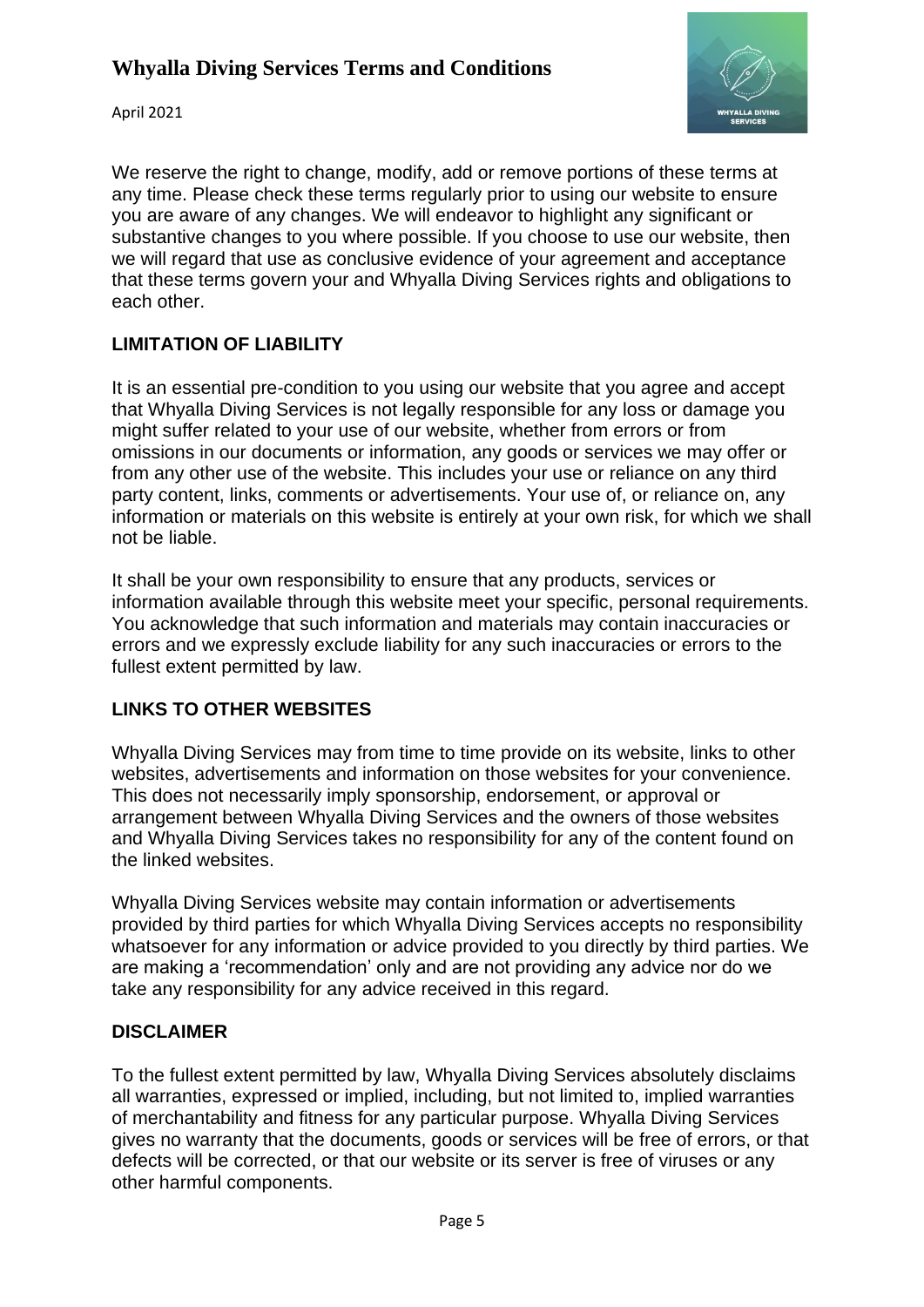We reserve the right to change, modify, add or remove portions of these terms at any time. Please check these terms regularly prior to using our website to ensure you are aware of any changes. We will endeavor to highlight any significant or substantive changes to you where possible. If you choose to use our website, then we will regard that use as conclusive evidence of your agreement and acceptance that these terms govern your and Whyalla Diving Services rights and obligations to each other.

## LIMITATION OF LIABILITY

It is an essential pre-condition to you using our website that you agree and accept that Whyalla Diving Services is not legally responsible for any loss or damage you might suffer related to your use of our website, whether from errors or from omissions in our documents or information, any goods or services we may offer or from any other use of the website. This includes your use or reliance on any third party content, links, comments or advertisements. Your use of, or reliance on, any information or materials on this website is entirely at your own risk, for which we shall not be liable.

It shall be your own responsibility to ensure that any products, services or information available through this website meet your specific, personal requirements. You acknowledge that such information and materials may contain inaccuracies or errors and we expressly exclude liability for any such inaccuracies or errors to the fullest extent permitted by law.

## LINKS TO OTHER WEBSITES

Whyalla Diving Services may from time to time provide on its website, links to other websites, advertisements and information on those websites for your convenience. This does not necessarily imply sponsorship, endorsement, or approval or arrangement between Whyalla Diving Services and the owners of those websites and Whyalla Diving Services takes no responsibility for any of the content found on the linked websites.

Whyalla Diving Services website may contain information or advertisements provided by third parties for which Whyalla Diving Services accepts no responsibility whatsoever for any information or advice provided to you directly by third parties. We are making a 'recommendation' only and are not providing any advice nor do we take any responsibility for any advice received in this regard.

## DISCLAIMER

To the fullest extent permitted by law, Whyalla Diving Services absolutely disclaims all warranties, expressed or implied, including, but not limited to, implied warranties of merchantability and fitness for any particular purpose. Whyalla Diving Services gives no warranty that the documents, goods or services will be free of errors, or that defects will be corrected, or that our website or its server is free of viruses or any other harmful components.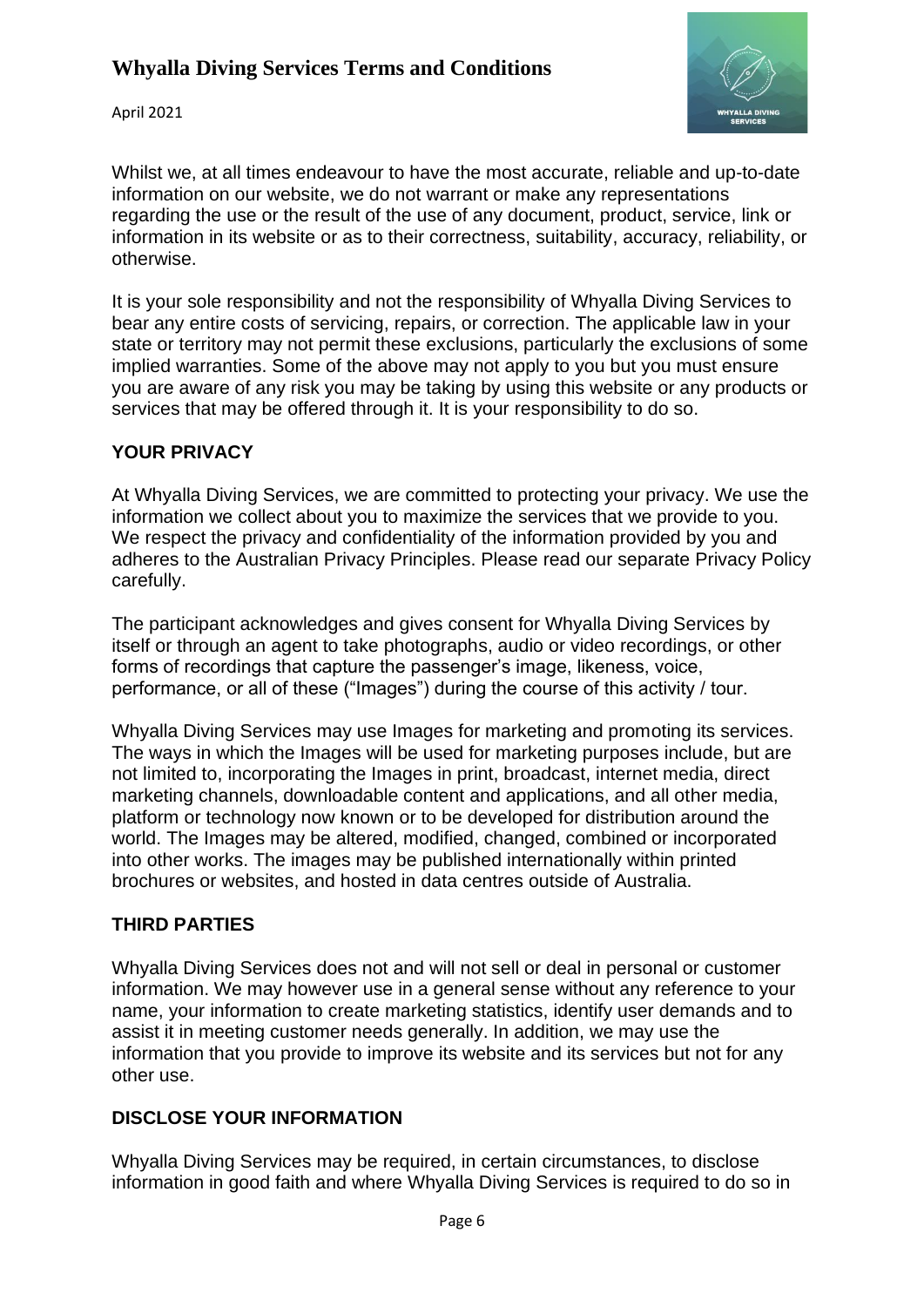Whilst we, at all times endeavour to have the most accurate, reliable and up-to-date information on our website, we do not warrant or make any representations regarding the use or the result of the use of any document, product, service, link or information in its website or as to their correctness, suitability, accuracy, reliability, or otherwise.

It is your sole responsibility and not the responsibility of Whyalla Diving Services to bear any entire costs of servicing, repairs, or correction. The applicable law in your state or territory may not permit these exclusions, particularly the exclusions of some implied warranties. Some of the above may not apply to you but you must ensure you are aware of any risk you may be taking by using this website or any products or services that may be offered through it. It is your responsibility to do so.

**YOUR PRIVACY**

At Whyalla Diving Services, we are committed to protecting your privacy. We use the information we collect about you to maximize the services that we provide to you. We respect the privacy and confidentiality of the information provided by you and adheres to the Australian Privacy Principles. Please read our separate Privacy Policy carefully.

The participant acknowledges and gives consent for Whyalla Diving Services by itself or through an agent to take photographs, audio or video recordings, or other forms of recordings that capture the passenger's image, likeness, voice, performance, or all of these ("Images") during the course of this activity / tour.

Whyalla Diving Services may use Images for marketing and promoting its services. The ways in which the Images will be used for marketing purposes include, but are not limited to, incorporating the Images in print, broadcast, internet media, direct marketing channels, downloadable content and applications, and all other media, platform or technology now known or to be developed for distribution around the world. The Images may be altered, modified, changed, combined or incorporated into other works. The images may be published internationally within printed brochures or websites, and hosted in data centres outside of Australia.

**THIRD PARTIES**

Whyalla Diving Services does not and will not sell or deal in personal or customer information. We may however use in a general sense without any reference to your name, your information to create marketing statistics, identify user demands and to assist it in meeting customer needs generally. In addition, we may use the information that you provide to improve its website and its services but not for any other use.

**DISCLOSE YOUR INFORMATION**

Whyalla Diving Services may be required, in certain circumstances, to disclose information in good faith and where Whyalla Diving Services is required to do so in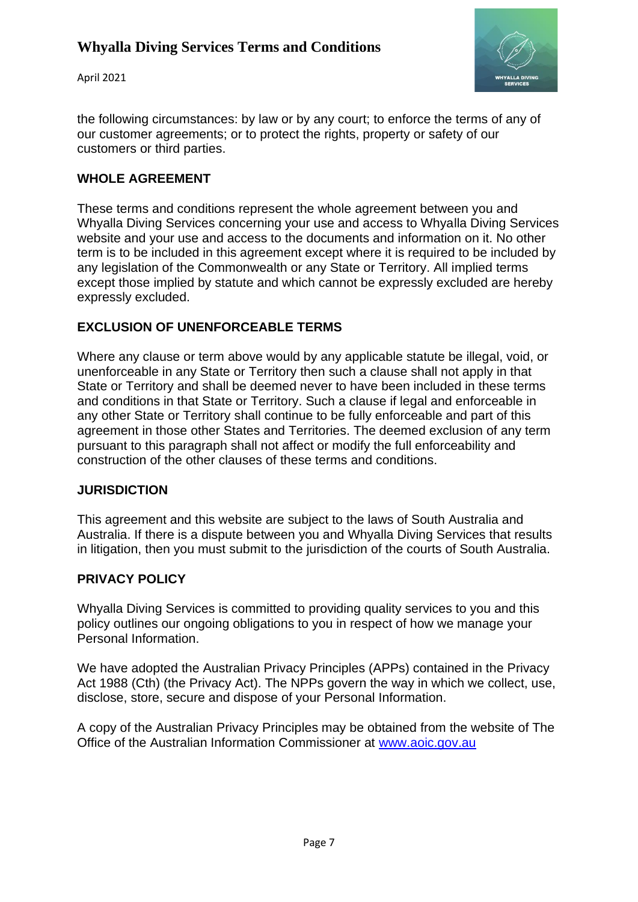the following circumstances: by law or by any court; to enforce the terms of any of our customer agreements; or to protect the rights, property or safety of our customers or third parties.

## WHOLE AGREEMENT

These terms and conditions represent the whole agreement between you and Whyalla Diving Services concerning your use and access to Whyalla Diving Services website and your use and access to the documents and information on it. No other term is to be included in this agreement except where it is required to be included by any legislation of the Commonwealth or any State or Territory. All implied terms except those implied by statute and which cannot be expressly excluded are hereby expressly excluded.

## EXCLUSION OF UNENFORCEABLE TERMS

Where any clause or term above would by any applicable statute be illegal, void, or unenforceable in any State or Territory then such a clause shall not apply in that State or Territory and shall be deemed never to have been included in these terms and conditions in that State or Territory. Such a clause if legal and enforceable in any other State or Territory shall continue to be fully enforceable and part of this agreement in those other States and Territories. The deemed exclusion of any term pursuant to this paragraph shall not affect or modify the full enforceability and construction of the other clauses of these terms and conditions.

## JURISDICTION

This agreement and this website are subject to the laws of South Australia and Australia. If there is a dispute between you and Whyalla Diving Services that results in litigation, then you must submit to the jurisdiction of the courts of South Australia.

## PRIVACY POLICY

Whyalla Diving Services is committed to providing quality services to you and this policy outlines our ongoing obligations to you in respect of how we manage your Personal Information.

We have adopted the Australian Privacy Principles (APPs) contained in the Privacy Act 1988 (Cth) (the Privacy Act). The NPPs govern the way in which we collect, use, disclose, store, secure and dispose of your Personal Information.

A copy of the Australian Privacy Principles may be obtained from the website of The Office of the Australian Information Commissioner at [www.aoic.gov.au](www.aoic.gov.au)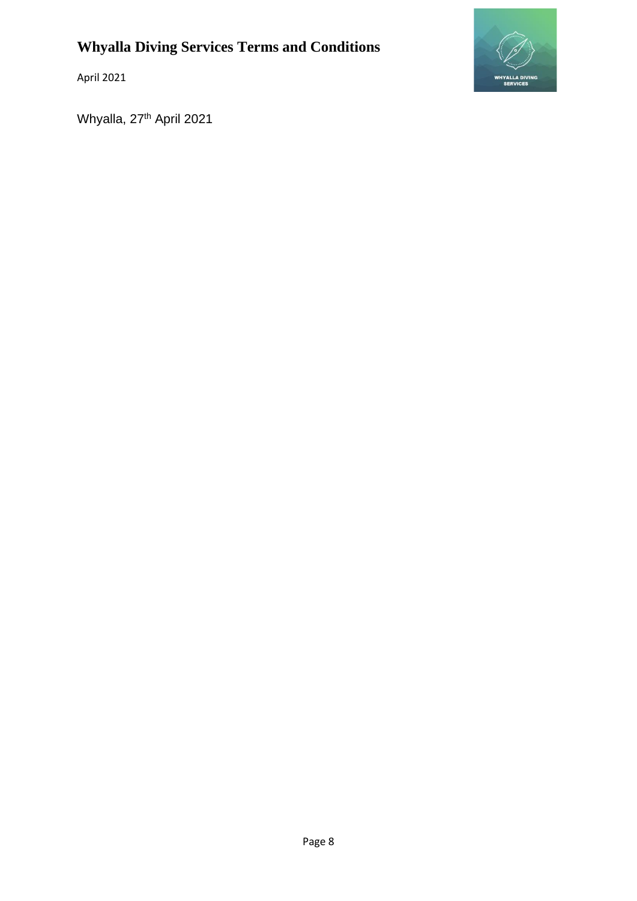Whyalla, 27th April 2021